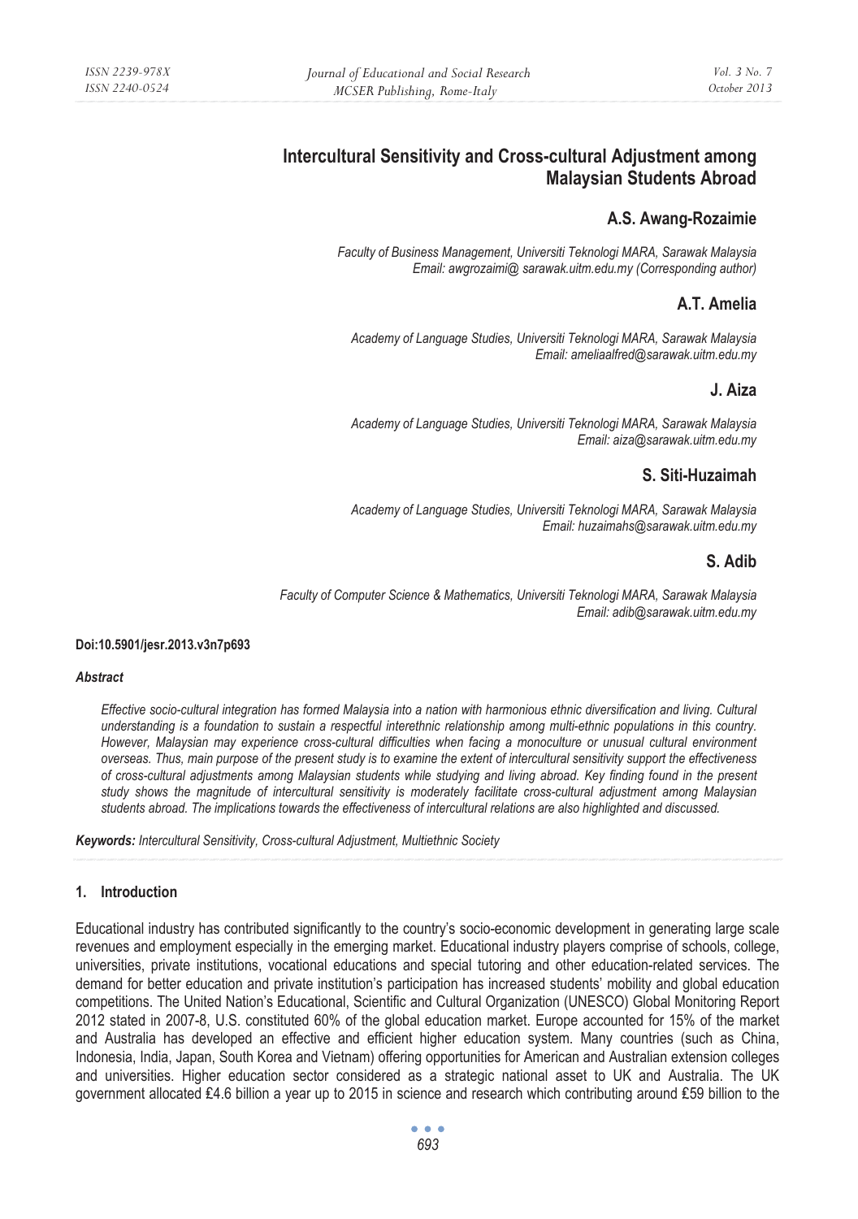# Intercultural Sensitivity and Cross-cultural Adjustment among Malaysian Students Abroad

## A.S. Awang-Rozaimie

*Faculty of Business Management, Universiti Teknologi MARA, Sarawak Malaysia*
*Email: awgrozaimi@ sarawak.uitm.edu.my (Corresponding author)*

## A.T. Amelia

*Academy of Language Studies, Universiti Teknologi MARA, Sarawak Malaysia*
*Email: ameliaalfred@sarawak.uitm.edu.my*

## J. Aiza

*Academy of Language Studies, Universiti Teknologi MARA, Sarawak Malaysia*
*Email: aiza@sarawak.uitm.edu.my*

## S. Siti-Huzaimah

*Academy of Language Studies, Universiti Teknologi MARA, Sarawak Malaysia*
*Email: huzaimahs@sarawak.uitm.edu.my*

## S. Adib

*Faculty of Computer Science & Mathematics, Universiti Teknologi MARA, Sarawak Malaysia*
*Email: adib@sarawak.uitm.edu.my*

**Doi:10.5901/jesr.2013.v3n7p693**

***Abstract***

*Effective socio-cultural integration has formed Malaysia into a nation with harmonious ethnic diversification and living. Cultural understanding is a foundation to sustain a respectful interethnic relationship among multi-ethnic populations in this country. However, Malaysian may experience cross-cultural difficulties when facing a monoculture or unusual cultural environment overseas. Thus, main purpose of the present study is to examine the extent of intercultural sensitivity support the effectiveness of cross-cultural adjustments among Malaysian students while studying and living abroad. Key finding found in the present study shows the magnitude of intercultural sensitivity is moderately facilitate cross-cultural adjustment among Malaysian students abroad. The implications towards the effectiveness of intercultural relations are also highlighted and discussed.*

***Keywords:*** *Intercultural Sensitivity, Cross-cultural Adjustment, Multiethnic Society*

## 1. Introduction

Educational industry has contributed significantly to the country's socio-economic development in generating large scale revenues and employment especially in the emerging market. Educational industry players comprise of schools, college, universities, private institutions, vocational educations and special tutoring and other education-related services. The demand for better education and private institution's participation has increased students' mobility and global education competitions. The United Nation's Educational, Scientific and Cultural Organization (UNESCO) Global Monitoring Report 2012 stated in 2007-8, U.S. constituted 60% of the global education market. Europe accounted for 15% of the market and Australia has developed an effective and efficient higher education system. Many countries (such as China, Indonesia, India, Japan, South Korea and Vietnam) offering opportunities for American and Australian extension colleges and universities. Higher education sector considered as a strategic national asset to UK and Australia. The UK government allocated £4.6 billion a year up to 2015 in science and research which contributing around £59 billion to the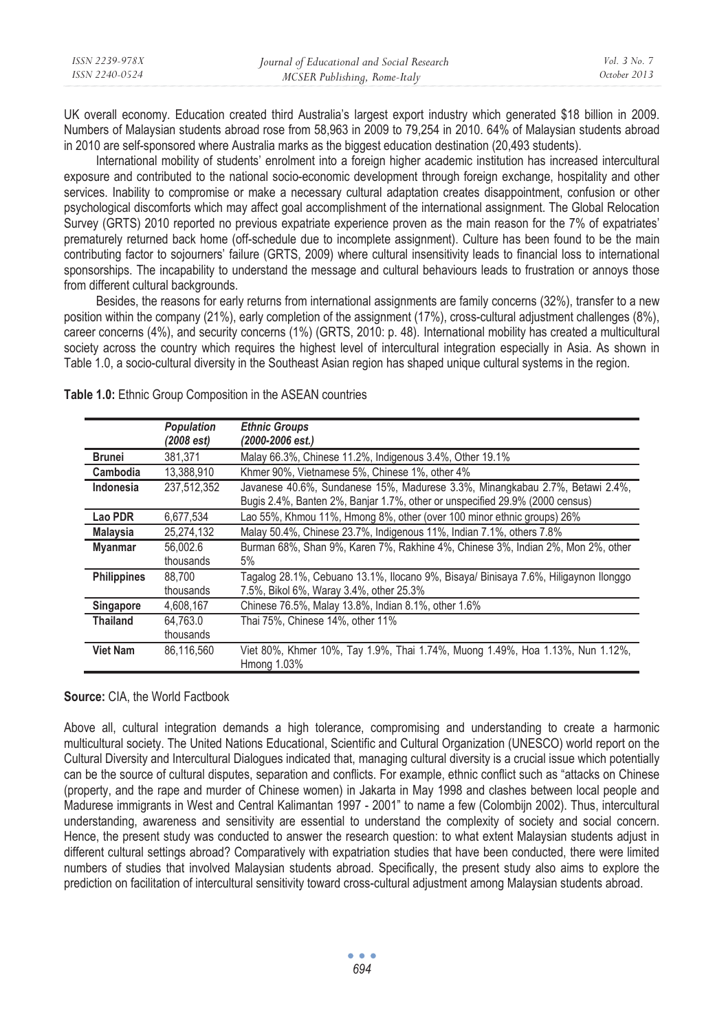UK overall economy. Education created third Australia's largest export industry which generated $18 billion in 2009. Numbers of Malaysian students abroad rose from 58,963 in 2009 to 79,254 in 2010. 64% of Malaysian students abroad in 2010 are self-sponsored where Australia marks as the biggest education destination (20,493 students).

International mobility of students' enrolment into a foreign higher academic institution has increased intercultural exposure and contributed to the national socio-economic development through foreign exchange, hospitality and other services. Inability to compromise or make a necessary cultural adaptation creates disappointment, confusion or other psychological discomforts which may affect goal accomplishment of the international assignment. The Global Relocation Survey (GRTS) 2010 reported no previous expatriate experience proven as the main reason for the 7% of expatriates' prematurely returned back home (off-schedule due to incomplete assignment). Culture has been found to be the main contributing factor to sojourners' failure (GRTS, 2009) where cultural insensitivity leads to financial loss to international sponsorships. The incapability to understand the message and cultural behaviours leads to frustration or annoys those from different cultural backgrounds.

Besides, the reasons for early returns from international assignments are family concerns (32%), transfer to a new position within the company (21%), early completion of the assignment (17%), cross-cultural adjustment challenges (8%), career concerns (4%), and security concerns (1%) (GRTS, 2010: p. 48). International mobility has created a multicultural society across the country which requires the highest level of intercultural integration especially in Asia. As shown in Table 1.0, a socio-cultural diversity in the Southeast Asian region has shaped unique cultural systems in the region.

**Table 1.0:** Ethnic Group Composition in the ASEAN countries

| | *Population (2008 est)* | *Ethnic Groups (2000-2006 est.)* |
|---|---|---|
| **Brunei** | 381,371 | Malay 66.3%, Chinese 11.2%, Indigenous 3.4%, Other 19.1% |
| **Cambodia** | 13,388,910 | Khmer 90%, Vietnamese 5%, Chinese 1%, other 4% |
| **Indonesia** | 237,512,352 | Javanese 40.6%, Sundanese 15%, Madurese 3.3%, Minangkabau 2.7%, Betawi 2.4%, Bugis 2.4%, Banten 2%, Banjar 1.7%, other or unspecified 29.9% (2000 census) |
| **Lao PDR** | 6,677,534 | Lao 55%, Khmou 11%, Hmong 8%, other (over 100 minor ethnic groups) 26% |
| **Malaysia** | 25,274,132 | Malay 50.4%, Chinese 23.7%, Indigenous 11%, Indian 7.1%, others 7.8% |
| **Myanmar** | 56,002.6 thousands | Burman 68%, Shan 9%, Karen 7%, Rakhine 4%, Chinese 3%, Indian 2%, Mon 2%, other 5% |
| **Philippines** | 88,700 thousands | Tagalog 28.1%, Cebuano 13.1%, Ilocano 9%, Bisaya/ Binisaya 7.6%, Hiligaynon Ilonggo 7.5%, Bikol 6%, Waray 3.4%, other 25.3% |
| **Singapore** | 4,608,167 | Chinese 76.5%, Malay 13.8%, Indian 8.1%, other 1.6% |
| **Thailand** | 64,763.0 thousands | Thai 75%, Chinese 14%, other 11% |
| **Viet Nam** | 86,116,560 | Viet 80%, Khmer 10%, Tay 1.9%, Thai 1.74%, Muong 1.49%, Hoa 1.13%, Nun 1.12%, Hmong 1.03% |

**Source:** CIA, the World Factbook

Above all, cultural integration demands a high tolerance, compromising and understanding to create a harmonic multicultural society. The United Nations Educational, Scientific and Cultural Organization (UNESCO) world report on the Cultural Diversity and Intercultural Dialogues indicated that, managing cultural diversity is a crucial issue which potentially can be the source of cultural disputes, separation and conflicts. For example, ethnic conflict such as "attacks on Chinese (property, and the rape and murder of Chinese women) in Jakarta in May 1998 and clashes between local people and Madurese immigrants in West and Central Kalimantan 1997 - 2001" to name a few (Colombijn 2002). Thus, intercultural understanding, awareness and sensitivity are essential to understand the complexity of society and social concern. Hence, the present study was conducted to answer the research question: to what extent Malaysian students adjust in different cultural settings abroad? Comparatively with expatriation studies that have been conducted, there were limited numbers of studies that involved Malaysian students abroad. Specifically, the present study also aims to explore the prediction on facilitation of intercultural sensitivity toward cross-cultural adjustment among Malaysian students abroad.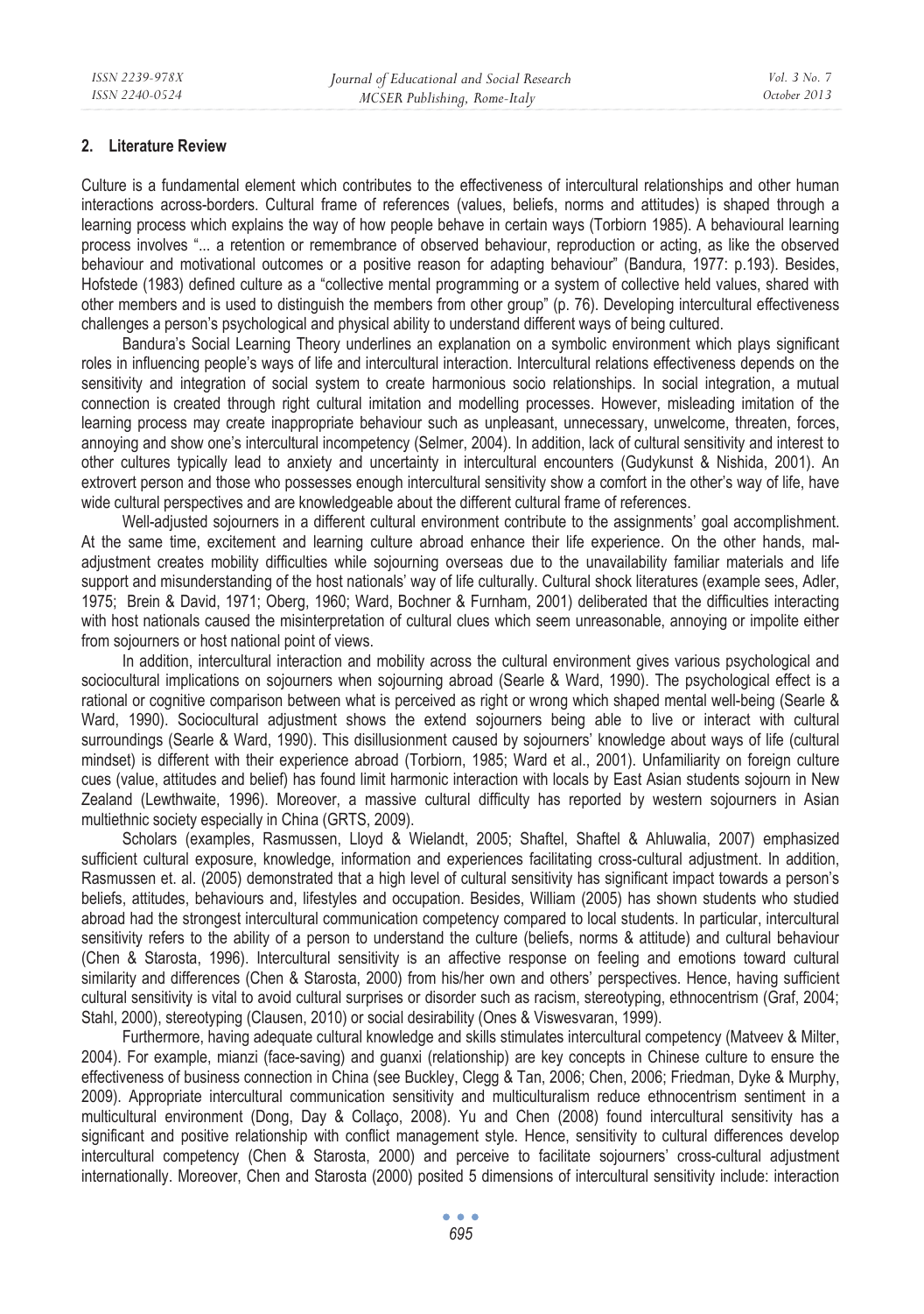## 2. Literature Review

Culture is a fundamental element which contributes to the effectiveness of intercultural relationships and other human interactions across-borders. Cultural frame of references (values, beliefs, norms and attitudes) is shaped through a learning process which explains the way of how people behave in certain ways (Torbiorn 1985). A behavioural learning process involves "... a retention or remembrance of observed behaviour, reproduction or acting, as like the observed behaviour and motivational outcomes or a positive reason for adapting behaviour" (Bandura, 1977: p.193). Besides, Hofstede (1983) defined culture as a "collective mental programming or a system of collective held values, shared with other members and is used to distinguish the members from other group" (p. 76). Developing intercultural effectiveness challenges a person's psychological and physical ability to understand different ways of being cultured.

Bandura's Social Learning Theory underlines an explanation on a symbolic environment which plays significant roles in influencing people's ways of life and intercultural interaction. Intercultural relations effectiveness depends on the sensitivity and integration of social system to create harmonious socio relationships. In social integration, a mutual connection is created through right cultural imitation and modelling processes. However, misleading imitation of the learning process may create inappropriate behaviour such as unpleasant, unnecessary, unwelcome, threaten, forces, annoying and show one's intercultural incompetency (Selmer, 2004). In addition, lack of cultural sensitivity and interest to other cultures typically lead to anxiety and uncertainty in intercultural encounters (Gudykunst & Nishida, 2001). An extrovert person and those who possesses enough intercultural sensitivity show a comfort in the other's way of life, have wide cultural perspectives and are knowledgeable about the different cultural frame of references.

Well-adjusted sojourners in a different cultural environment contribute to the assignments' goal accomplishment. At the same time, excitement and learning culture abroad enhance their life experience. On the other hands, mal-adjustment creates mobility difficulties while sojourning overseas due to the unavailability familiar materials and life support and misunderstanding of the host nationals' way of life culturally. Cultural shock literatures (example sees, Adler, 1975; Brein & David, 1971; Oberg, 1960; Ward, Bochner & Furnham, 2001) deliberated that the difficulties interacting with host nationals caused the misinterpretation of cultural clues which seem unreasonable, annoying or impolite either from sojourners or host national point of views.

In addition, intercultural interaction and mobility across the cultural environment gives various psychological and sociocultural implications on sojourners when sojourning abroad (Searle & Ward, 1990). The psychological effect is a rational or cognitive comparison between what is perceived as right or wrong which shaped mental well-being (Searle & Ward, 1990). Sociocultural adjustment shows the extend sojourners being able to live or interact with cultural surroundings (Searle & Ward, 1990). This disillusionment caused by sojourners' knowledge about ways of life (cultural mindset) is different with their experience abroad (Torbiorn, 1985; Ward et al., 2001). Unfamiliarity on foreign culture cues (value, attitudes and belief) has found limit harmonic interaction with locals by East Asian students sojourn in New Zealand (Lewthwaite, 1996). Moreover, a massive cultural difficulty has reported by western sojourners in Asian multiethnic society especially in China (GRTS, 2009).

Scholars (examples, Rasmussen, Lloyd & Wielandt, 2005; Shaftel, Shaftel & Ahluwalia, 2007) emphasized sufficient cultural exposure, knowledge, information and experiences facilitating cross-cultural adjustment. In addition, Rasmussen et. al. (2005) demonstrated that a high level of cultural sensitivity has significant impact towards a person's beliefs, attitudes, behaviours and, lifestyles and occupation. Besides, William (2005) has shown students who studied abroad had the strongest intercultural communication competency compared to local students. In particular, intercultural sensitivity refers to the ability of a person to understand the culture (beliefs, norms & attitude) and cultural behaviour (Chen & Starosta, 1996). Intercultural sensitivity is an affective response on feeling and emotions toward cultural similarity and differences (Chen & Starosta, 2000) from his/her own and others' perspectives. Hence, having sufficient cultural sensitivity is vital to avoid cultural surprises or disorder such as racism, stereotyping, ethnocentrism (Graf, 2004; Stahl, 2000), stereotyping (Clausen, 2010) or social desirability (Ones & Viswesvaran, 1999).

Furthermore, having adequate cultural knowledge and skills stimulates intercultural competency (Matveev & Milter, 2004). For example, mianzi (face-saving) and guanxi (relationship) are key concepts in Chinese culture to ensure the effectiveness of business connection in China (see Buckley, Clegg & Tan, 2006; Chen, 2006; Friedman, Dyke & Murphy, 2009). Appropriate intercultural communication sensitivity and multiculturalism reduce ethnocentrism sentiment in a multicultural environment (Dong, Day & Collaço, 2008). Yu and Chen (2008) found intercultural sensitivity has a significant and positive relationship with conflict management style. Hence, sensitivity to cultural differences develop intercultural competency (Chen & Starosta, 2000) and perceive to facilitate sojourners' cross-cultural adjustment internationally. Moreover, Chen and Starosta (2000) posited 5 dimensions of intercultural sensitivity include: interaction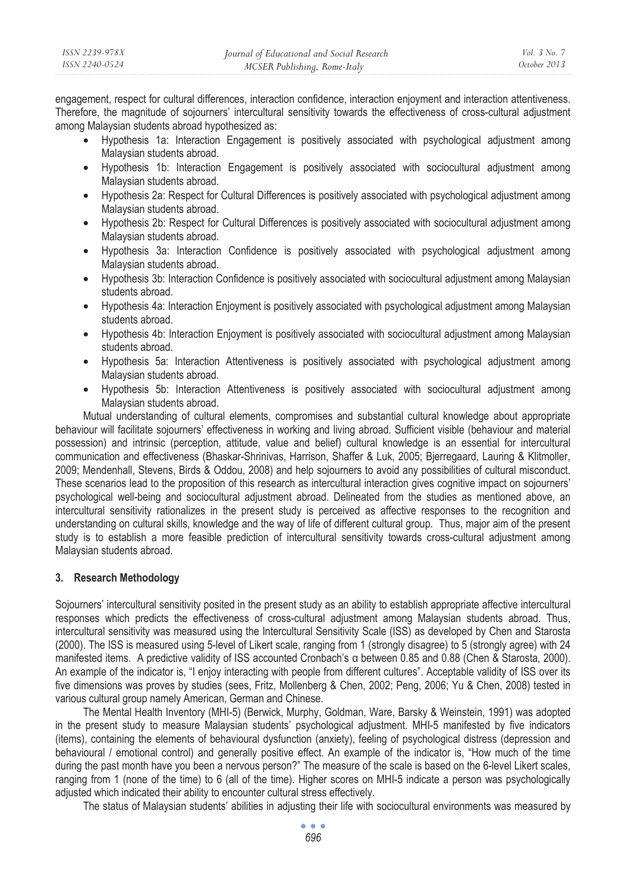engagement, respect for cultural differences, interaction confidence, interaction enjoyment and interaction attentiveness. Therefore, the magnitude of sojourners' intercultural sensitivity towards the effectiveness of cross-cultural adjustment among Malaysian students abroad hypothesized as:

- Hypothesis 1a: Interaction Engagement is positively associated with psychological adjustment among Malaysian students abroad.
- Hypothesis 1b: Interaction Engagement is positively associated with sociocultural adjustment among Malaysian students abroad.
- Hypothesis 2a: Respect for Cultural Differences is positively associated with psychological adjustment among Malaysian students abroad.
- Hypothesis 2b: Respect for Cultural Differences is positively associated with sociocultural adjustment among Malaysian students abroad.
- Hypothesis 3a: Interaction Confidence is positively associated with psychological adjustment among Malaysian students abroad.
- Hypothesis 3b: Interaction Confidence is positively associated with sociocultural adjustment among Malaysian students abroad.
- Hypothesis 4a: Interaction Enjoyment is positively associated with psychological adjustment among Malaysian students abroad.
- Hypothesis 4b: Interaction Enjoyment is positively associated with sociocultural adjustment among Malaysian students abroad.
- Hypothesis 5a: Interaction Attentiveness is positively associated with psychological adjustment among Malaysian students abroad.
- Hypothesis 5b: Interaction Attentiveness is positively associated with sociocultural adjustment among Malaysian students abroad.

Mutual understanding of cultural elements, compromises and substantial cultural knowledge about appropriate behaviour will facilitate sojourners' effectiveness in working and living abroad. Sufficient visible (behaviour and material possession) and intrinsic (perception, attitude, value and belief) cultural knowledge is an essential for intercultural communication and effectiveness (Bhaskar-Shrinivas, Harrison, Shaffer & Luk, 2005; Bjerregaard, Lauring & Klitmoller, 2009; Mendenhall, Stevens, Birds & Oddou, 2008) and help sojourners to avoid any possibilities of cultural misconduct. These scenarios lead to the proposition of this research as intercultural interaction gives cognitive impact on sojourners' psychological well-being and sociocultural adjustment abroad. Delineated from the studies as mentioned above, an intercultural sensitivity rationalizes in the present study is perceived as affective responses to the recognition and understanding on cultural skills, knowledge and the way of life of different cultural group. Thus, major aim of the present study is to establish a more feasible prediction of intercultural sensitivity towards cross-cultural adjustment among Malaysian students abroad.

## 3. Research Methodology

Sojourners' intercultural sensitivity posited in the present study as an ability to establish appropriate affective intercultural responses which predicts the effectiveness of cross-cultural adjustment among Malaysian students abroad. Thus, intercultural sensitivity was measured using the Intercultural Sensitivity Scale (ISS) as developed by Chen and Starosta (2000). The ISS is measured using 5-level of Likert scale, ranging from 1 (strongly disagree) to 5 (strongly agree) with 24 manifested items. A predictive validity of ISS accounted Cronbach's $\alpha$ between 0.85 and 0.88 (Chen & Starosta, 2000). An example of the indicator is, "I enjoy interacting with people from different cultures". Acceptable validity of ISS over its five dimensions was proves by studies (sees, Fritz, Mollenberg & Chen, 2002; Peng, 2006; Yu & Chen, 2008) tested in various cultural group namely American, German and Chinese.

The Mental Health Inventory (MHI-5) (Berwick, Murphy, Goldman, Ware, Barsky & Weinstein, 1991) was adopted in the present study to measure Malaysian students' psychological adjustment. MHI-5 manifested by five indicators (items), containing the elements of behavioural dysfunction (anxiety), feeling of psychological distress (depression and behavioural / emotional control) and generally positive effect. An example of the indicator is, "How much of the time during the past month have you been a nervous person?" The measure of the scale is based on the 6-level Likert scales, ranging from 1 (none of the time) to 6 (all of the time). Higher scores on MHI-5 indicate a person was psychologically adjusted which indicated their ability to encounter cultural stress effectively.

The status of Malaysian students' abilities in adjusting their life with sociocultural environments was measured by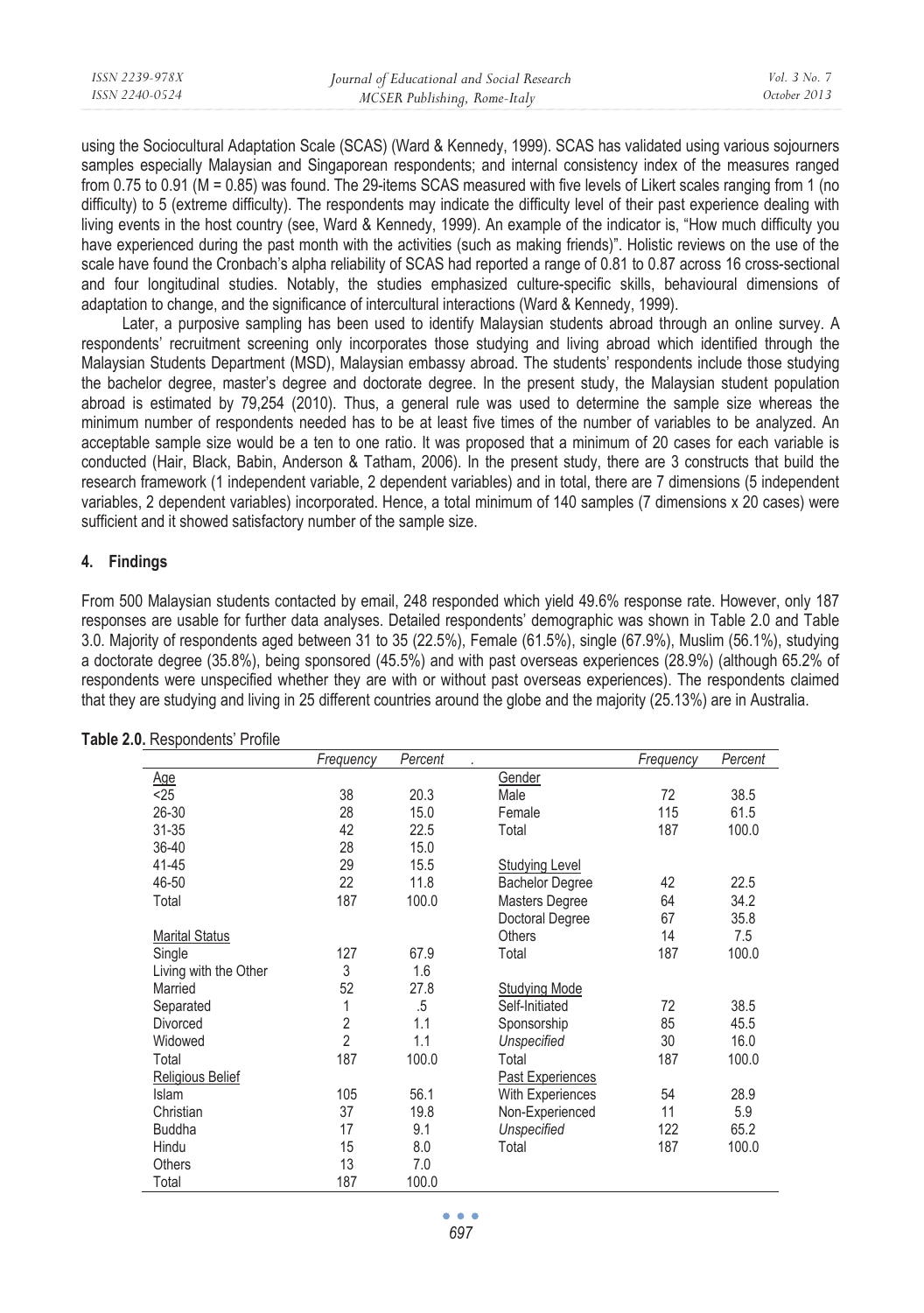using the Sociocultural Adaptation Scale (SCAS) (Ward & Kennedy, 1999). SCAS has validated using various sojourners samples especially Malaysian and Singaporean respondents; and internal consistency index of the measures ranged from 0.75 to 0.91 (M = 0.85) was found. The 29-items SCAS measured with five levels of Likert scales ranging from 1 (no difficulty) to 5 (extreme difficulty). The respondents may indicate the difficulty level of their past experience dealing with living events in the host country (see, Ward & Kennedy, 1999). An example of the indicator is, "How much difficulty you have experienced during the past month with the activities (such as making friends)". Holistic reviews on the use of the scale have found the Cronbach's alpha reliability of SCAS had reported a range of 0.81 to 0.87 across 16 cross-sectional and four longitudinal studies. Notably, the studies emphasized culture-specific skills, behavioural dimensions of adaptation to change, and the significance of intercultural interactions (Ward & Kennedy, 1999).

Later, a purposive sampling has been used to identify Malaysian students abroad through an online survey. A respondents' recruitment screening only incorporates those studying and living abroad which identified through the Malaysian Students Department (MSD), Malaysian embassy abroad. The students' respondents include those studying the bachelor degree, master's degree and doctorate degree. In the present study, the Malaysian student population abroad is estimated by 79,254 (2010). Thus, a general rule was used to determine the sample size whereas the minimum number of respondents needed has to be at least five times of the number of variables to be analyzed. An acceptable sample size would be a ten to one ratio. It was proposed that a minimum of 20 cases for each variable is conducted (Hair, Black, Babin, Anderson & Tatham, 2006). In the present study, there are 3 constructs that build the research framework (1 independent variable, 2 dependent variables) and in total, there are 7 dimensions (5 independent variables, 2 dependent variables) incorporated. Hence, a total minimum of 140 samples (7 dimensions x 20 cases) were sufficient and it showed satisfactory number of the sample size.

## 4. Findings

From 500 Malaysian students contacted by email, 248 responded which yield 49.6% response rate. However, only 187 responses are usable for further data analyses. Detailed respondents' demographic was shown in Table 2.0 and Table 3.0. Majority of respondents aged between 31 to 35 (22.5%), Female (61.5%), single (67.9%), Muslim (56.1%), studying a doctorate degree (35.8%), being sponsored (45.5%) and with past overseas experiences (28.9%) (although 65.2% of respondents were unspecified whether they are with or without past overseas experiences). The respondents claimed that they are studying and living in 25 different countries around the globe and the majority (25.13%) are in Australia.

**Table 2.0.** Respondents' Profile

| | *Frequency* | *Percent* | | *Frequency* | *Percent* |
|---|---|---|---|---|---|
| Age | | | Gender | | |
| <25 | 38 | 20.3 | Male | 72 | 38.5 |
| 26-30 | 28 | 15.0 | Female | 115 | 61.5 |
| 31-35 | 42 | 22.5 | Total | 187 | 100.0 |
| 36-40 | 28 | 15.0 | | | |
| 41-45 | 29 | 15.5 | Studying Level | | |
| 46-50 | 22 | 11.8 | Bachelor Degree | 42 | 22.5 |
| Total | 187 | 100.0 | Masters Degree | 64 | 34.2 |
| | | | Doctoral Degree | 67 | 35.8 |
| Marital Status | | | Others | 14 | 7.5 |
| Single | 127 | 67.9 | Total | 187 | 100.0 |
| Living with the Other | 3 | 1.6 | | | |
| Married | 52 | 27.8 | Studying Mode | | |
| Separated | 1 | .5 | Self-Initiated | 72 | 38.5 |
| Divorced | 2 | 1.1 | Sponsorship | 85 | 45.5 |
| Widowed | 2 | 1.1 | *Unspecified* | 30 | 16.0 |
| Total | 187 | 100.0 | Total | 187 | 100.0 |
| Religious Belief | | | Past Experiences | | |
| Islam | 105 | 56.1 | With Experiences | 54 | 28.9 |
| Christian | 37 | 19.8 | Non-Experienced | 11 | 5.9 |
| Buddha | 17 | 9.1 | *Unspecified* | 122 | 65.2 |
| Hindu | 15 | 8.0 | Total | 187 | 100.0 |
| Others | 13 | 7.0 | | | |
| Total | 187 | 100.0 | | | |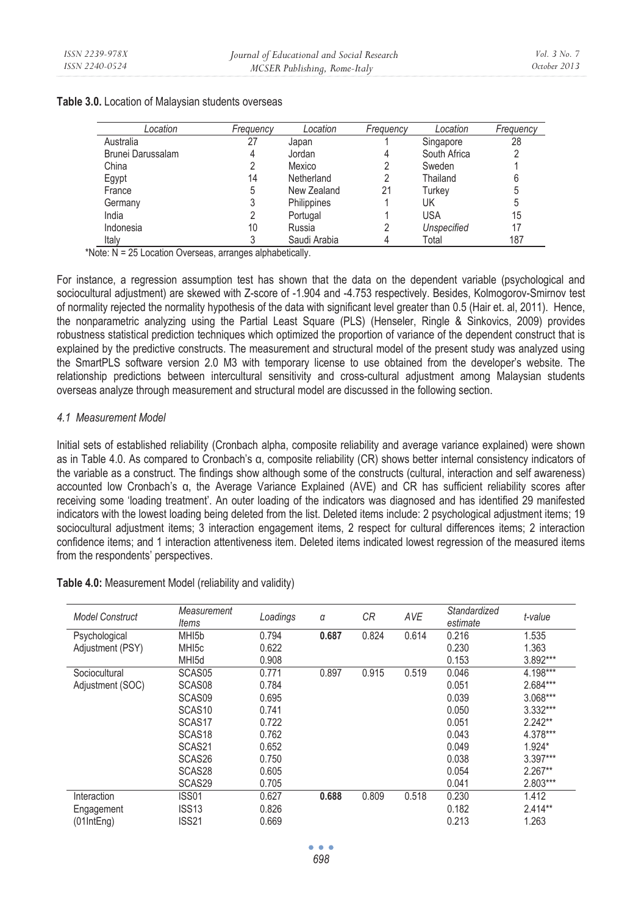**Table 3.0.** Location of Malaysian students overseas

| *Location* | *Frequency* | *Location* | *Frequency* | *Location* | *Frequency* |
|---|---|---|---|---|---|
| Australia | 27 | Japan | 1 | Singapore | 28 |
| Brunei Darussalam | 4 | Jordan | 4 | South Africa | 2 |
| China | 2 | Mexico | 2 | Sweden | 1 |
| Egypt | 14 | Netherland | 2 | Thailand | 6 |
| France | 5 | New Zealand | 21 | Turkey | 5 |
| Germany | 3 | Philippines | 1 | UK | 5 |
| India | 2 | Portugal | 1 | USA | 15 |
| Indonesia | 10 | Russia | 2 | *Unspecified* | 17 |
| Italy | 3 | Saudi Arabia | 4 | Total | 187 |

*Note: N = 25 Location Overseas, arranges alphabetically.

For instance, a regression assumption test has shown that the data on the dependent variable (psychological and sociocultural adjustment) are skewed with Z-score of -1.904 and -4.753 respectively. Besides, Kolmogorov-Smirnov test of normality rejected the normality hypothesis of the data with significant level greater than 0.5 (Hair et. al, 2011). Hence, the nonparametric analyzing using the Partial Least Square (PLS) (Henseler, Ringle & Sinkovics, 2009) provides robustness statistical prediction techniques which optimized the proportion of variance of the dependent construct that is explained by the predictive constructs. The measurement and structural model of the present study was analyzed using the SmartPLS software version 2.0 M3 with temporary license to use obtained from the developer's website. The relationship predictions between intercultural sensitivity and cross-cultural adjustment among Malaysian students overseas analyze through measurement and structural model are discussed in the following section.

### *4.1 Measurement Model*

Initial sets of established reliability (Cronbach alpha, composite reliability and average variance explained) were shown as in Table 4.0. As compared to Cronbach's α, composite reliability (CR) shows better internal consistency indicators of the variable as a construct. The findings show although some of the constructs (cultural, interaction and self awareness) accounted low Cronbach's α, the Average Variance Explained (AVE) and CR has sufficient reliability scores after receiving some 'loading treatment'. An outer loading of the indicators was diagnosed and has identified 29 manifested indicators with the lowest loading being deleted from the list. Deleted items include: 2 psychological adjustment items; 19 sociocultural adjustment items; 3 interaction engagement items, 2 respect for cultural differences items; 2 interaction confidence items; and 1 interaction attentiveness item. Deleted items indicated lowest regression of the measured items from the respondents' perspectives.

**Table 4.0:** Measurement Model (reliability and validity)

| *Model Construct* | *Measurement Items* | *Loadings* | *α* | *CR* | *AVE* | *Standardized estimate* | *t-value* |
|---|---|---|---|---|---|---|---|
| Psychological Adjustment (PSY) | MHI5b | 0.794 | **0.687** | 0.824 | 0.614 | 0.216 | 1.535 |
| | MHI5c | 0.622 | | | | 0.230 | 1.363 |
| | MHI5d | 0.908 | | | | 0.153 | 3.892*** |
| Sociocultural Adjustment (SOC) | SCAS05 | 0.771 | 0.897 | 0.915 | 0.519 | 0.046 | 4.198*** |
| | SCAS08 | 0.784 | | | | 0.051 | 2.684*** |
| | SCAS09 | 0.695 | | | | 0.039 | 3.068*** |
| | SCAS10 | 0.741 | | | | 0.050 | 3.332*** |
| | SCAS17 | 0.722 | | | | 0.051 | 2.242** |
| | SCAS18 | 0.762 | | | | 0.043 | 4.378*** |
| | SCAS21 | 0.652 | | | | 0.049 | 1.924* |
| | SCAS26 | 0.750 | | | | 0.038 | 3.397*** |
| | SCAS28 | 0.605 | | | | 0.054 | 2.267** |
| | SCAS29 | 0.705 | | | | 0.041 | 2.803*** |
| Interaction Engagement (01IntEng) | ISS01 | 0.627 | **0.688** | 0.809 | 0.518 | 0.230 | 1.412 |
| | ISS13 | 0.826 | | | | 0.182 | 2.414** |
| | ISS21 | 0.669 | | | | 0.213 | 1.263 |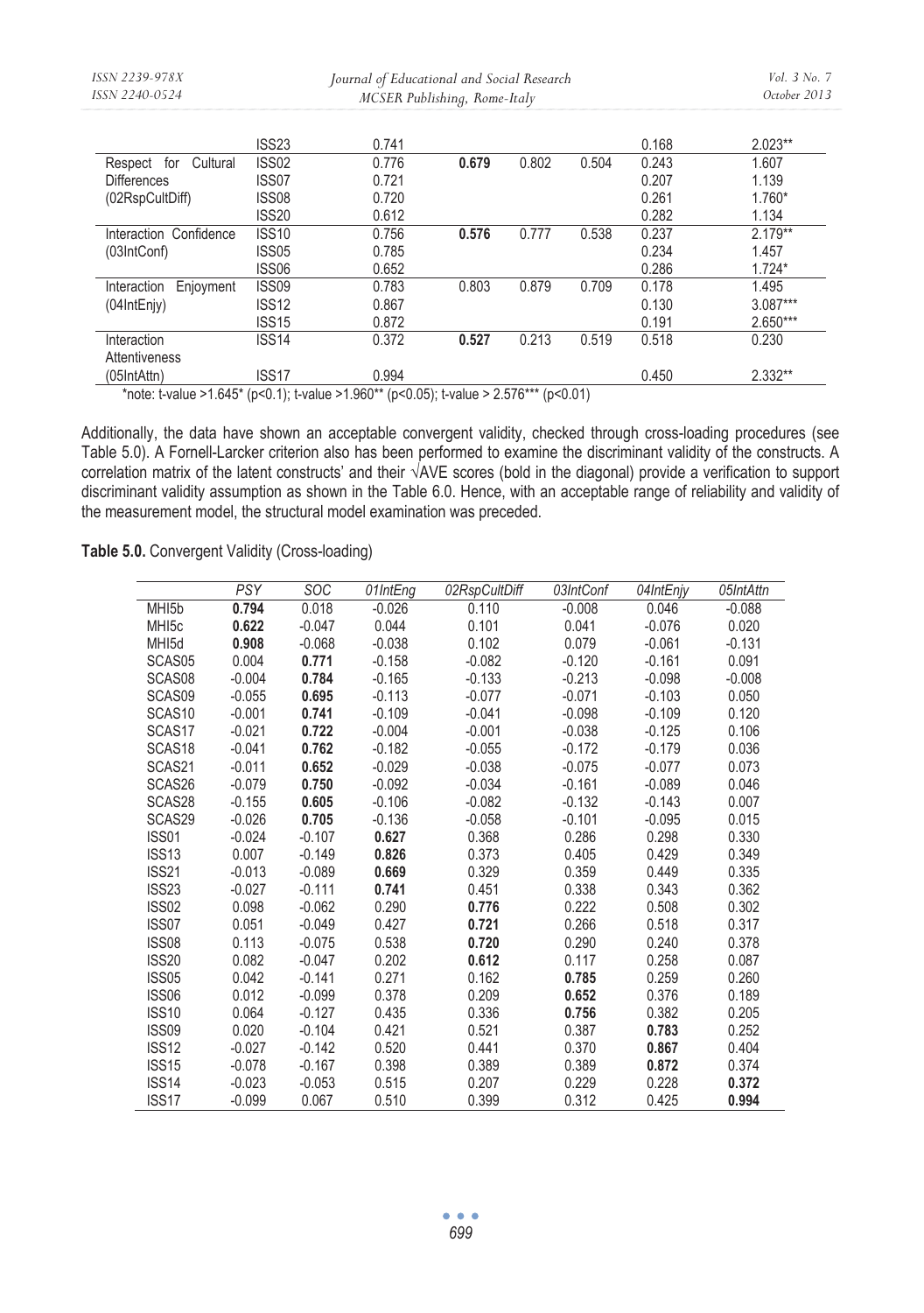| | | | | | | | |
|---|---|---|---|---|---|---|---|
| | ISS23 | 0.741 | | | | 0.168 | 2.023** |
| Respect for Cultural Differences (02RspCultDiff) | ISS02 | 0.776 | **0.679** | 0.802 | 0.504 | 0.243 | 1.607 |
| | ISS07 | 0.721 | | | | 0.207 | 1.139 |
| | ISS08 | 0.720 | | | | 0.261 | 1.760* |
| | ISS20 | 0.612 | | | | 0.282 | 1.134 |
| Interaction Confidence (03IntConf) | ISS10 | 0.756 | **0.576** | 0.777 | 0.538 | 0.237 | 2.179** |
| | ISS05 | 0.785 | | | | 0.234 | 1.457 |
| | ISS06 | 0.652 | | | | 0.286 | 1.724* |
| Interaction Enjoyment (04IntEnjy) | ISS09 | 0.783 | 0.803 | 0.879 | 0.709 | 0.178 | 1.495 |
| | ISS12 | 0.867 | | | | 0.130 | 3.087*** |
| | ISS15 | 0.872 | | | | 0.191 | 2.650*** |
| Interaction Attentiveness (05IntAttn) | ISS14 | 0.372 | **0.527** | 0.213 | 0.519 | 0.518 | 0.230 |
| | ISS17 | 0.994 | | | | 0.450 | 2.332** |

*note: t-value >1.645* (p<0.1); t-value >1.960** (p<0.05); t-value > 2.576*** (p<0.01)

Additionally, the data have shown an acceptable convergent validity, checked through cross-loading procedures (see Table 5.0). A Fornell-Larcker criterion also has been performed to examine the discriminant validity of the constructs. A correlation matrix of the latent constructs' and their √AVE scores (bold in the diagonal) provide a verification to support discriminant validity assumption as shown in the Table 6.0. Hence, with an acceptable range of reliability and validity of the measurement model, the structural model examination was preceded.

**Table 5.0.** Convergent Validity (Cross-loading)

| | *PSY* | *SOC* | *01IntEng* | *02RspCultDiff* | *03IntConf* | *04IntEnjy* | *05IntAttn* |
|---|---|---|---|---|---|---|---|
| MHI5b | **0.794** | 0.018 | -0.026 | 0.110 | -0.008 | 0.046 | -0.088 |
| MHI5c | **0.622** | -0.047 | 0.044 | 0.101 | 0.041 | -0.076 | 0.020 |
| MHI5d | **0.908** | -0.068 | -0.038 | 0.102 | 0.079 | -0.061 | -0.131 |
| SCAS05 | 0.004 | **0.771** | -0.158 | -0.082 | -0.120 | -0.161 | 0.091 |
| SCAS08 | -0.004 | **0.784** | -0.165 | -0.133 | -0.213 | -0.098 | -0.008 |
| SCAS09 | -0.055 | **0.695** | -0.113 | -0.077 | -0.071 | -0.103 | 0.050 |
| SCAS10 | -0.001 | **0.741** | -0.109 | -0.041 | -0.098 | -0.109 | 0.120 |
| SCAS17 | -0.021 | **0.722** | -0.004 | -0.001 | -0.038 | -0.125 | 0.106 |
| SCAS18 | -0.041 | **0.762** | -0.182 | -0.055 | -0.172 | -0.179 | 0.036 |
| SCAS21 | -0.011 | **0.652** | -0.029 | -0.038 | -0.075 | -0.077 | 0.073 |
| SCAS26 | -0.079 | **0.750** | -0.092 | -0.034 | -0.161 | -0.089 | 0.046 |
| SCAS28 | -0.155 | **0.605** | -0.106 | -0.082 | -0.132 | -0.143 | 0.007 |
| SCAS29 | -0.026 | **0.705** | -0.136 | -0.058 | -0.101 | -0.095 | 0.015 |
| ISS01 | -0.024 | -0.107 | **0.627** | 0.368 | 0.286 | 0.298 | 0.330 |
| ISS13 | 0.007 | -0.149 | **0.826** | 0.373 | 0.405 | 0.429 | 0.349 |
| ISS21 | -0.013 | -0.089 | **0.669** | 0.329 | 0.359 | 0.449 | 0.335 |
| ISS23 | -0.027 | -0.111 | **0.741** | 0.451 | 0.338 | 0.343 | 0.362 |
| ISS02 | 0.098 | -0.062 | 0.290 | **0.776** | 0.222 | 0.508 | 0.302 |
| ISS07 | 0.051 | -0.049 | 0.427 | **0.721** | 0.266 | 0.518 | 0.317 |
| ISS08 | 0.113 | -0.075 | 0.538 | **0.720** | 0.290 | 0.240 | 0.378 |
| ISS20 | 0.082 | -0.047 | 0.202 | **0.612** | 0.117 | 0.258 | 0.087 |
| ISS05 | 0.042 | -0.141 | 0.271 | 0.162 | **0.785** | 0.259 | 0.260 |
| ISS06 | 0.012 | -0.099 | 0.378 | 0.209 | **0.652** | 0.376 | 0.189 |
| ISS10 | 0.064 | -0.127 | 0.435 | 0.336 | **0.756** | 0.382 | 0.205 |
| ISS09 | 0.020 | -0.104 | 0.421 | 0.521 | 0.387 | **0.783** | 0.252 |
| ISS12 | -0.027 | -0.142 | 0.520 | 0.441 | 0.370 | **0.867** | 0.404 |
| ISS15 | -0.078 | -0.167 | 0.398 | 0.389 | 0.389 | **0.872** | 0.374 |
| ISS14 | -0.023 | -0.053 | 0.515 | 0.207 | 0.229 | 0.228 | **0.372** |
| ISS17 | -0.099 | 0.067 | 0.510 | 0.399 | 0.312 | 0.425 | **0.994** |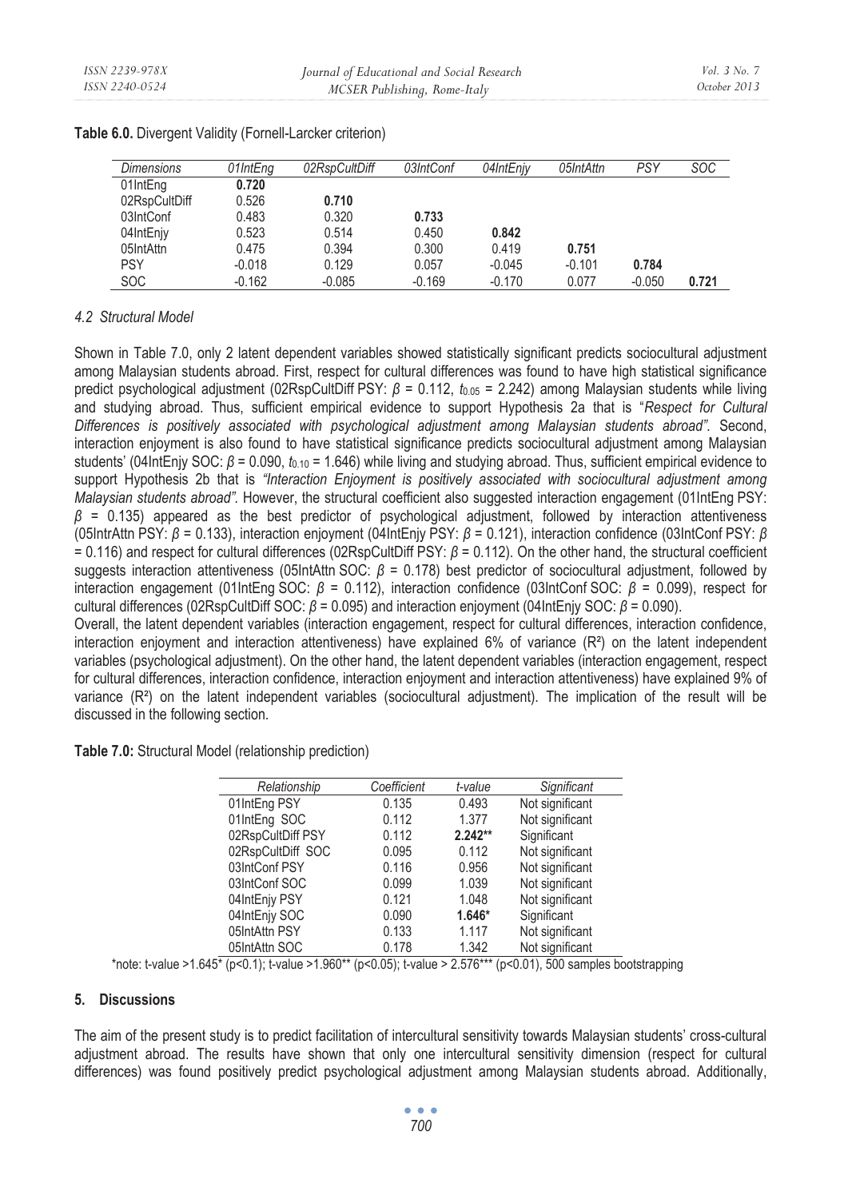**Table 6.0.** Divergent Validity (Fornell-Larcker criterion)

| *Dimensions* | *01IntEng* | *02RspCultDiff* | *03IntConf* | *04IntEnjy* | *05IntAttn* | *PSY* | *SOC* |
|---|---|---|---|---|---|---|---|
| 01IntEng | **0.720** | | | | | | |
| 02RspCultDiff | 0.526 | **0.710** | | | | | |
| 03IntConf | 0.483 | 0.320 | **0.733** | | | | |
| 04IntEnjy | 0.523 | 0.514 | 0.450 | **0.842** | | | |
| 05IntAttn | 0.475 | 0.394 | 0.300 | 0.419 | **0.751** | | |
| PSY | -0.018 | 0.129 | 0.057 | -0.045 | -0.101 | **0.784** | |
| SOC | -0.162 | -0.085 | -0.169 | -0.170 | 0.077 | -0.050 | **0.721** |

### *4.2 Structural Model*

Shown in Table 7.0, only 2 latent dependent variables showed statistically significant predicts sociocultural adjustment among Malaysian students abroad. First, respect for cultural differences was found to have high statistical significance predict psychological adjustment (02RspCultDiff PSY: $\beta$ = 0.112, $t_{0.05}$ = 2.242) among Malaysian students while living and studying abroad. Thus, sufficient empirical evidence to support Hypothesis 2a that is "*Respect for Cultural Differences is positively associated with psychological adjustment among Malaysian students abroad"*. Second, interaction enjoyment is also found to have statistical significance predicts sociocultural adjustment among Malaysian students' (04IntEnjy SOC: $\beta$ = 0.090, $t_{0.10}$ = 1.646) while living and studying abroad. Thus, sufficient empirical evidence to support Hypothesis 2b that is *"Interaction Enjoyment is positively associated with sociocultural adjustment among Malaysian students abroad"*. However, the structural coefficient also suggested interaction engagement (01IntEng PSY: $\beta$ = 0.135) appeared as the best predictor of psychological adjustment, followed by interaction attentiveness (05IntrAttn PSY: $\beta$ = 0.133), interaction enjoyment (04IntEnjy PSY: $\beta$ = 0.121), interaction confidence (03IntConf PSY: $\beta$ = 0.116) and respect for cultural differences (02RspCultDiff PSY: $\beta$ = 0.112). On the other hand, the structural coefficient suggests interaction attentiveness (05IntAttn SOC: $\beta$ = 0.178) best predictor of sociocultural adjustment, followed by interaction engagement (01IntEng SOC: $\beta$ = 0.112), interaction confidence (03IntConf SOC: $\beta$ = 0.099), respect for cultural differences (02RspCultDiff SOC: $\beta$ = 0.095) and interaction enjoyment (04IntEnjy SOC: $\beta$ = 0.090).

Overall, the latent dependent variables (interaction engagement, respect for cultural differences, interaction confidence, interaction enjoyment and interaction attentiveness) have explained 6% of variance ($R^2$) on the latent independent variables (psychological adjustment). On the other hand, the latent dependent variables (interaction engagement, respect for cultural differences, interaction confidence, interaction enjoyment and interaction attentiveness) have explained 9% of variance ($R^2$) on the latent independent variables (sociocultural adjustment). The implication of the result will be discussed in the following section.

**Table 7.0:** Structural Model (relationship prediction)

| *Relationship* | *Coefficient* | *t-value* | *Significant* |
|---|---|---|---|
| 01IntEng PSY | 0.135 | 0.493 | Not significant |
| 01IntEng SOC | 0.112 | 1.377 | Not significant |
| 02RspCultDiff PSY | 0.112 | **2.242\*\*** | Significant |
| 02RspCultDiff SOC | 0.095 | 0.112 | Not significant |
| 03IntConf PSY | 0.116 | 0.956 | Not significant |
| 03IntConf SOC | 0.099 | 1.039 | Not significant |
| 04IntEnjy PSY | 0.121 | 1.048 | Not significant |
| 04IntEnjy SOC | 0.090 | **1.646\*** | Significant |
| 05IntAttn PSY | 0.133 | 1.117 | Not significant |
| 05IntAttn SOC | 0.178 | 1.342 | Not significant |

\*note: t-value >1.645\* (p<0.1); t-value >1.960\*\* (p<0.05); t-value > 2.576\*\*\* (p<0.01), 500 samples bootstrapping

## 5. Discussions

The aim of the present study is to predict facilitation of intercultural sensitivity towards Malaysian students' cross-cultural adjustment abroad. The results have shown that only one intercultural sensitivity dimension (respect for cultural differences) was found positively predict psychological adjustment among Malaysian students abroad. Additionally,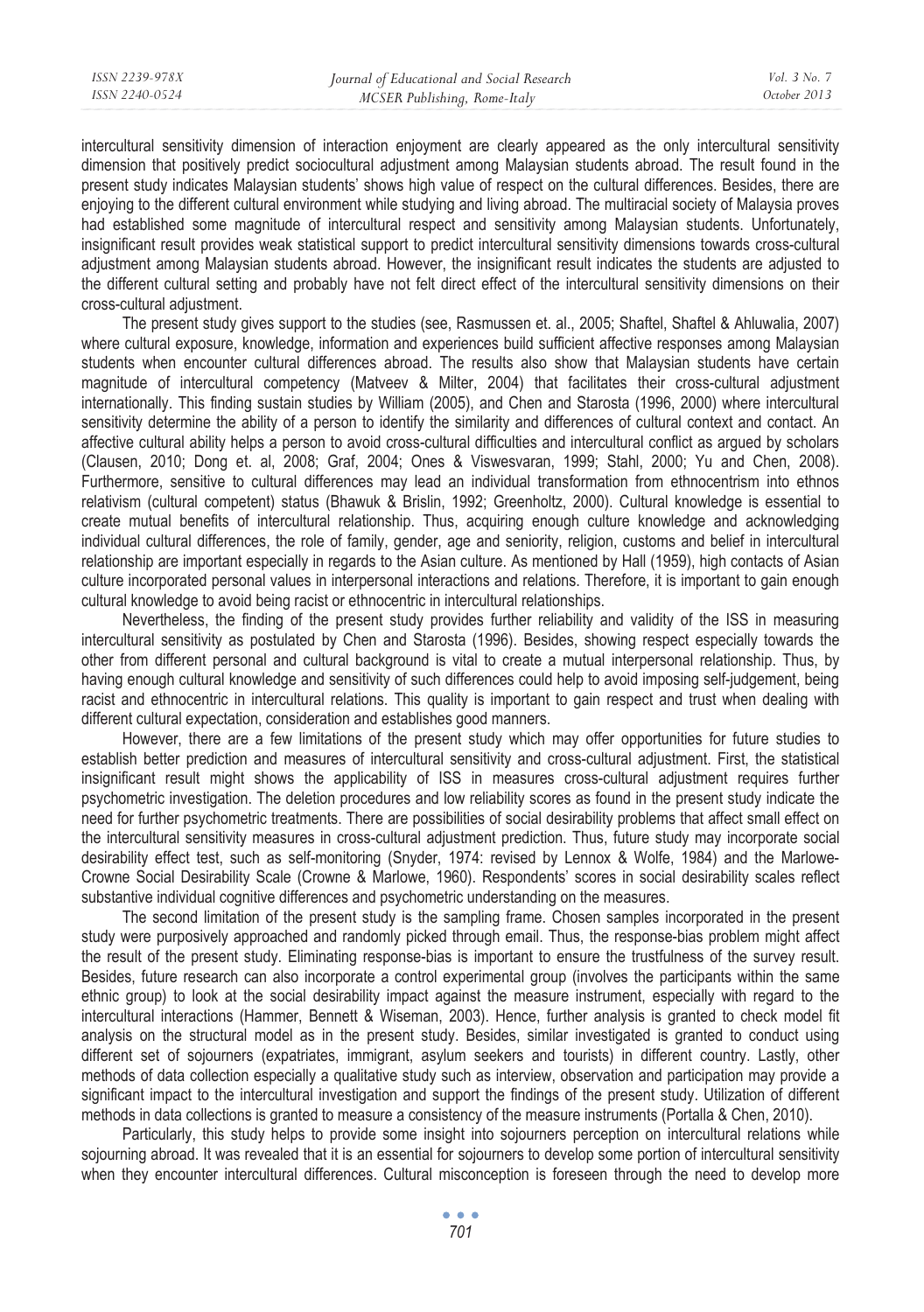intercultural sensitivity dimension of interaction enjoyment are clearly appeared as the only intercultural sensitivity dimension that positively predict sociocultural adjustment among Malaysian students abroad. The result found in the present study indicates Malaysian students' shows high value of respect on the cultural differences. Besides, there are enjoying to the different cultural environment while studying and living abroad. The multiracial society of Malaysia proves had established some magnitude of intercultural respect and sensitivity among Malaysian students. Unfortunately, insignificant result provides weak statistical support to predict intercultural sensitivity dimensions towards cross-cultural adjustment among Malaysian students abroad. However, the insignificant result indicates the students are adjusted to the different cultural setting and probably have not felt direct effect of the intercultural sensitivity dimensions on their cross-cultural adjustment.

The present study gives support to the studies (see, Rasmussen et. al., 2005; Shaftel, Shaftel & Ahluwalia, 2007) where cultural exposure, knowledge, information and experiences build sufficient affective responses among Malaysian students when encounter cultural differences abroad. The results also show that Malaysian students have certain magnitude of intercultural competency (Matveev & Milter, 2004) that facilitates their cross-cultural adjustment internationally. This finding sustain studies by William (2005), and Chen and Starosta (1996, 2000) where intercultural sensitivity determine the ability of a person to identify the similarity and differences of cultural context and contact. An affective cultural ability helps a person to avoid cross-cultural difficulties and intercultural conflict as argued by scholars (Clausen, 2010; Dong et. al, 2008; Graf, 2004; Ones & Viswesvaran, 1999; Stahl, 2000; Yu and Chen, 2008). Furthermore, sensitive to cultural differences may lead an individual transformation from ethnocentrism into ethnos relativism (cultural competent) status (Bhawuk & Brislin, 1992; Greenholtz, 2000). Cultural knowledge is essential to create mutual benefits of intercultural relationship. Thus, acquiring enough culture knowledge and acknowledging individual cultural differences, the role of family, gender, age and seniority, religion, customs and belief in intercultural relationship are important especially in regards to the Asian culture. As mentioned by Hall (1959), high contacts of Asian culture incorporated personal values in interpersonal interactions and relations. Therefore, it is important to gain enough cultural knowledge to avoid being racist or ethnocentric in intercultural relationships.

Nevertheless, the finding of the present study provides further reliability and validity of the ISS in measuring intercultural sensitivity as postulated by Chen and Starosta (1996). Besides, showing respect especially towards the other from different personal and cultural background is vital to create a mutual interpersonal relationship. Thus, by having enough cultural knowledge and sensitivity of such differences could help to avoid imposing self-judgement, being racist and ethnocentric in intercultural relations. This quality is important to gain respect and trust when dealing with different cultural expectation, consideration and establishes good manners.

However, there are a few limitations of the present study which may offer opportunities for future studies to establish better prediction and measures of intercultural sensitivity and cross-cultural adjustment. First, the statistical insignificant result might shows the applicability of ISS in measures cross-cultural adjustment requires further psychometric investigation. The deletion procedures and low reliability scores as found in the present study indicate the need for further psychometric treatments. There are possibilities of social desirability problems that affect small effect on the intercultural sensitivity measures in cross-cultural adjustment prediction. Thus, future study may incorporate social desirability effect test, such as self-monitoring (Snyder, 1974: revised by Lennox & Wolfe, 1984) and the Marlowe-Crowne Social Desirability Scale (Crowne & Marlowe, 1960). Respondents' scores in social desirability scales reflect substantive individual cognitive differences and psychometric understanding on the measures.

The second limitation of the present study is the sampling frame. Chosen samples incorporated in the present study were purposively approached and randomly picked through email. Thus, the response-bias problem might affect the result of the present study. Eliminating response-bias is important to ensure the trustfulness of the survey result. Besides, future research can also incorporate a control experimental group (involves the participants within the same ethnic group) to look at the social desirability impact against the measure instrument, especially with regard to the intercultural interactions (Hammer, Bennett & Wiseman, 2003). Hence, further analysis is granted to check model fit analysis on the structural model as in the present study. Besides, similar investigated is granted to conduct using different set of sojourners (expatriates, immigrant, asylum seekers and tourists) in different country. Lastly, other methods of data collection especially a qualitative study such as interview, observation and participation may provide a significant impact to the intercultural investigation and support the findings of the present study. Utilization of different methods in data collections is granted to measure a consistency of the measure instruments (Portalla & Chen, 2010).

Particularly, this study helps to provide some insight into sojourners perception on intercultural relations while sojourning abroad. It was revealed that it is an essential for sojourners to develop some portion of intercultural sensitivity when they encounter intercultural differences. Cultural misconception is foreseen through the need to develop more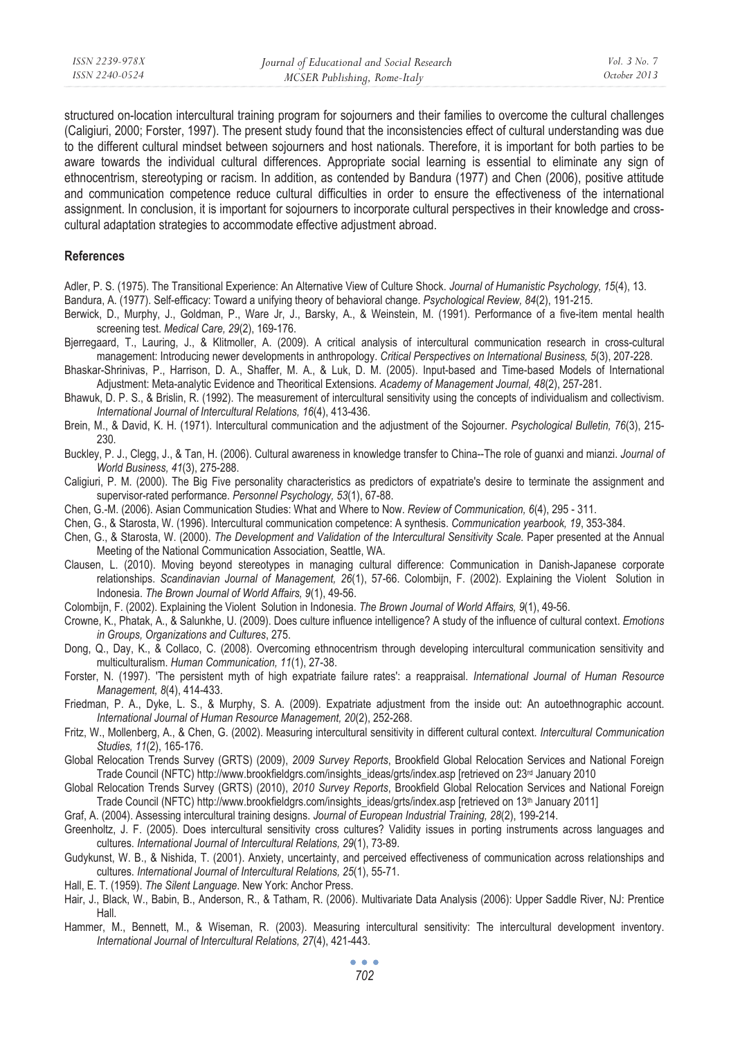structured on-location intercultural training program for sojourners and their families to overcome the cultural challenges (Caligiuri, 2000; Forster, 1997). The present study found that the inconsistencies effect of cultural understanding was due to the different cultural mindset between sojourners and host nationals. Therefore, it is important for both parties to be aware towards the individual cultural differences. Appropriate social learning is essential to eliminate any sign of ethnocentrism, stereotyping or racism. In addition, as contended by Bandura (1977) and Chen (2006), positive attitude and communication competence reduce cultural difficulties in order to ensure the effectiveness of the international assignment. In conclusion, it is important for sojourners to incorporate cultural perspectives in their knowledge and cross-cultural adaptation strategies to accommodate effective adjustment abroad.

## References

Adler, P. S. (1975). The Transitional Experience: An Alternative View of Culture Shock. *Journal of Humanistic Psychology, 15*(4), 13.

Bandura, A. (1977). Self-efficacy: Toward a unifying theory of behavioral change. *Psychological Review, 84*(2), 191-215.

Berwick, D., Murphy, J., Goldman, P., Ware Jr, J., Barsky, A., & Weinstein, M. (1991). Performance of a five-item mental health screening test. *Medical Care, 29*(2), 169-176.

Bjerregaard, T., Lauring, J., & Klitmoller, A. (2009). A critical analysis of intercultural communication research in cross-cultural management: Introducing newer developments in anthropology. *Critical Perspectives on International Business, 5*(3), 207-228.

Bhaskar-Shrinivas, P., Harrison, D. A., Shaffer, M. A., & Luk, D. M. (2005). Input-based and Time-based Models of International Adjustment: Meta-analytic Evidence and Theoritical Extensions. *Academy of Management Journal, 48*(2), 257-281.

Bhawuk, D. P. S., & Brislin, R. (1992). The measurement of intercultural sensitivity using the concepts of individualism and collectivism. *International Journal of Intercultural Relations, 16*(4), 413-436.

Brein, M., & David, K. H. (1971). Intercultural communication and the adjustment of the Sojourner. *Psychological Bulletin, 76*(3), 215-230.

Buckley, P. J., Clegg, J., & Tan, H. (2006). Cultural awareness in knowledge transfer to China--The role of guanxi and mianzi. *Journal of World Business, 41*(3), 275-288.

Caligiuri, P. M. (2000). The Big Five personality characteristics as predictors of expatriate's desire to terminate the assignment and supervisor-rated performance. *Personnel Psychology, 53*(1), 67-88.

Chen, G.-M. (2006). Asian Communication Studies: What and Where to Now. *Review of Communication, 6*(4), 295 - 311.

Chen, G., & Starosta, W. (1996). Intercultural communication competence: A synthesis. *Communication yearbook, 19*, 353-384.

Chen, G., & Starosta, W. (2000). *The Development and Validation of the Intercultural Sensitivity Scale.* Paper presented at the Annual Meeting of the National Communication Association, Seattle, WA.

Clausen, L. (2010). Moving beyond stereotypes in managing cultural difference: Communication in Danish-Japanese corporate relationships. *Scandinavian Journal of Management, 26*(1), 57-66. Colombijn, F. (2002). Explaining the Violent Solution in Indonesia. *The Brown Journal of World Affairs, 9*(1), 49-56.

Colombijn, F. (2002). Explaining the Violent Solution in Indonesia. *The Brown Journal of World Affairs, 9*(1), 49-56.

Crowne, K., Phatak, A., & Salunkhe, U. (2009). Does culture influence intelligence? A study of the influence of cultural context. *Emotions in Groups, Organizations and Cultures*, 275.

Dong, Q., Day, K., & Collaco, C. (2008). Overcoming ethnocentrism through developing intercultural communication sensitivity and multiculturalism. *Human Communication, 11*(1), 27-38.

Forster, N. (1997). 'The persistent myth of high expatriate failure rates': a reappraisal. *International Journal of Human Resource Management, 8*(4), 414-433.

Friedman, P. A., Dyke, L. S., & Murphy, S. A. (2009). Expatriate adjustment from the inside out: An autoethnographic account. *International Journal of Human Resource Management, 20*(2), 252-268.

Fritz, W., Mollenberg, A., & Chen, G. (2002). Measuring intercultural sensitivity in different cultural context. *Intercultural Communication Studies, 11*(2), 165-176.

Global Relocation Trends Survey (GRTS) (2009), *2009 Survey Reports*, Brookfield Global Relocation Services and National Foreign Trade Council (NFTC) http://www.brookfieldgrs.com/insights_ideas/grts/index.asp [retrieved on 23rd January 2010

Global Relocation Trends Survey (GRTS) (2010), *2010 Survey Reports*, Brookfield Global Relocation Services and National Foreign Trade Council (NFTC) http://www.brookfieldgrs.com/insights_ideas/grts/index.asp [retrieved on 13th January 2011]

Graf, A. (2004). Assessing intercultural training designs. *Journal of European Industrial Training, 28*(2), 199-214.

Greenholtz, J. F. (2005). Does intercultural sensitivity cross cultures? Validity issues in porting instruments across languages and cultures. *International Journal of Intercultural Relations, 29*(1), 73-89.

Gudykunst, W. B., & Nishida, T. (2001). Anxiety, uncertainty, and perceived effectiveness of communication across relationships and cultures. *International Journal of Intercultural Relations, 25*(1), 55-71.

Hall, E. T. (1959). *The Silent Language*. New York: Anchor Press.

Hair, J., Black, W., Babin, B., Anderson, R., & Tatham, R. (2006). Multivariate Data Analysis (2006): Upper Saddle River, NJ: Prentice Hall.

Hammer, M., Bennett, M., & Wiseman, R. (2003). Measuring intercultural sensitivity: The intercultural development inventory. *International Journal of Intercultural Relations, 27*(4), 421-443.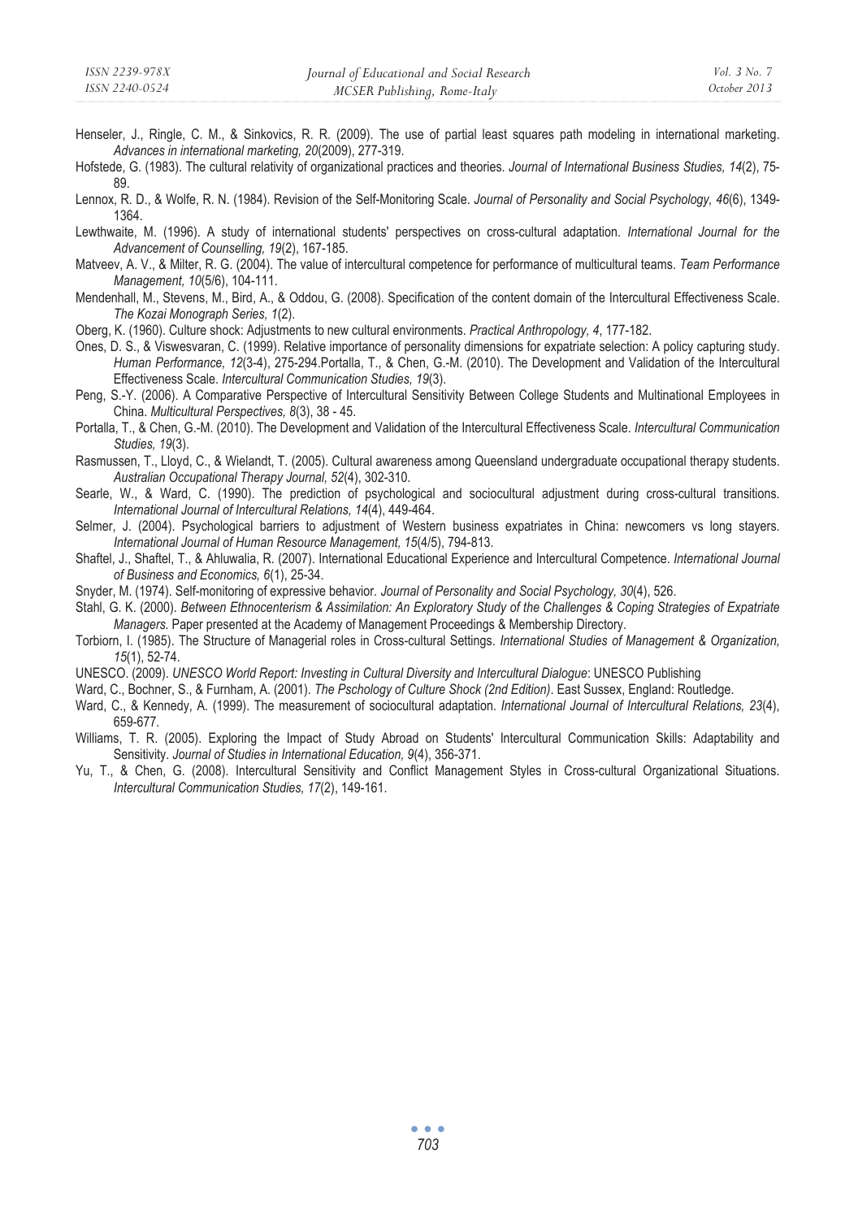Henseler, J., Ringle, C. M., & Sinkovics, R. R. (2009). The use of partial least squares path modeling in international marketing. *Advances in international marketing, 20*(2009), 277-319.

Hofstede, G. (1983). The cultural relativity of organizational practices and theories. *Journal of International Business Studies, 14*(2), 75-89.

Lennox, R. D., & Wolfe, R. N. (1984). Revision of the Self-Monitoring Scale. *Journal of Personality and Social Psychology, 46*(6), 1349-1364.

Lewthwaite, M. (1996). A study of international students' perspectives on cross-cultural adaptation. *International Journal for the Advancement of Counselling, 19*(2), 167-185.

Matveev, A. V., & Milter, R. G. (2004). The value of intercultural competence for performance of multicultural teams. *Team Performance Management, 10*(5/6), 104-111.

Mendenhall, M., Stevens, M., Bird, A., & Oddou, G. (2008). Specification of the content domain of the Intercultural Effectiveness Scale. *The Kozai Monograph Series, 1*(2).

Oberg, K. (1960). Culture shock: Adjustments to new cultural environments. *Practical Anthropology, 4*, 177-182.

Ones, D. S., & Viswesvaran, C. (1999). Relative importance of personality dimensions for expatriate selection: A policy capturing study. *Human Performance, 12*(3-4), 275-294.Portalla, T., & Chen, G.-M. (2010). The Development and Validation of the Intercultural Effectiveness Scale. *Intercultural Communication Studies, 19*(3).

Peng, S.-Y. (2006). A Comparative Perspective of Intercultural Sensitivity Between College Students and Multinational Employees in China. *Multicultural Perspectives, 8*(3), 38 - 45.

Portalla, T., & Chen, G.-M. (2010). The Development and Validation of the Intercultural Effectiveness Scale. *Intercultural Communication Studies, 19*(3).

Rasmussen, T., Lloyd, C., & Wielandt, T. (2005). Cultural awareness among Queensland undergraduate occupational therapy students. *Australian Occupational Therapy Journal, 52*(4), 302-310.

Searle, W., & Ward, C. (1990). The prediction of psychological and sociocultural adjustment during cross-cultural transitions. *International Journal of Intercultural Relations, 14*(4), 449-464.

Selmer, J. (2004). Psychological barriers to adjustment of Western business expatriates in China: newcomers vs long stayers. *International Journal of Human Resource Management, 15*(4/5), 794-813.

Shaftel, J., Shaftel, T., & Ahluwalia, R. (2007). International Educational Experience and Intercultural Competence. *International Journal of Business and Economics, 6*(1), 25-34.

Snyder, M. (1974). Self-monitoring of expressive behavior. *Journal of Personality and Social Psychology, 30*(4), 526.

Stahl, G. K. (2000). *Between Ethnocenterism & Assimilation: An Exploratory Study of the Challenges & Coping Strategies of Expatriate Managers.* Paper presented at the Academy of Management Proceedings & Membership Directory.

Torbiorn, I. (1985). The Structure of Managerial roles in Cross-cultural Settings. *International Studies of Management & Organization, 15*(1), 52-74.

UNESCO. (2009). *UNESCO World Report: Investing in Cultural Diversity and Intercultural Dialogue*: UNESCO Publishing

Ward, C., Bochner, S., & Furnham, A. (2001). *The Pschology of Culture Shock (2nd Edition)*. East Sussex, England: Routledge.

Ward, C., & Kennedy, A. (1999). The measurement of sociocultural adaptation. *International Journal of Intercultural Relations, 23*(4), 659-677.

Williams, T. R. (2005). Exploring the Impact of Study Abroad on Students' Intercultural Communication Skills: Adaptability and Sensitivity. *Journal of Studies in International Education, 9*(4), 356-371.

Yu, T., & Chen, G. (2008). Intercultural Sensitivity and Conflict Management Styles in Cross-cultural Organizational Situations. *Intercultural Communication Studies, 17*(2), 149-161.